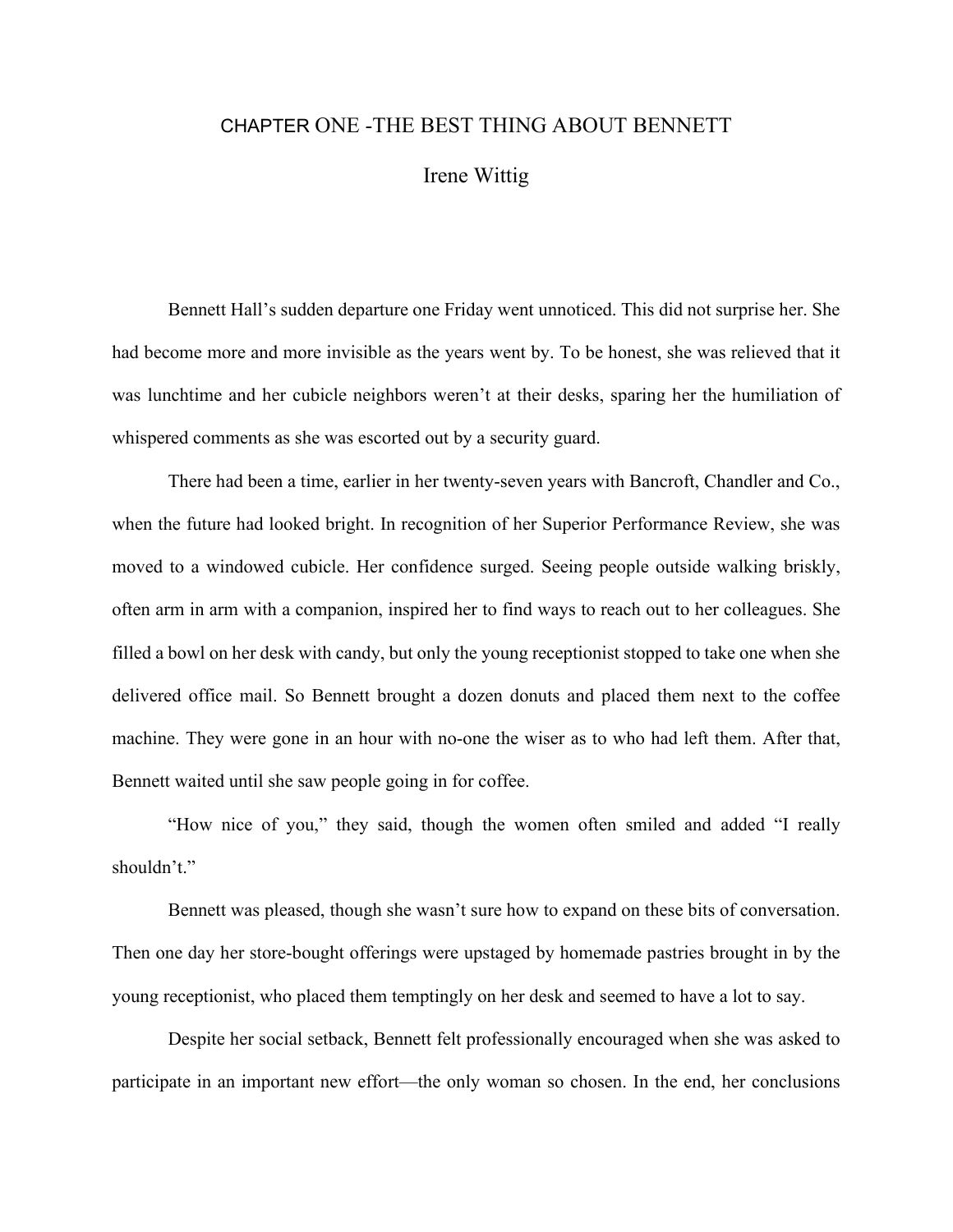# CHAPTER ONE -THE BEST THING ABOUT BENNETT

Irene Wittig

Bennett Hall's sudden departure one Friday went unnoticed. This did not surprise her. She had become more and more invisible as the years went by. To be honest, she was relieved that it was lunchtime and her cubicle neighbors weren't at their desks, sparing her the humiliation of whispered comments as she was escorted out by a security guard.

There had been a time, earlier in her twenty-seven years with Bancroft, Chandler and Co., when the future had looked bright. In recognition of her Superior Performance Review, she was moved to a windowed cubicle. Her confidence surged. Seeing people outside walking briskly, often arm in arm with a companion, inspired her to find ways to reach out to her colleagues. She filled a bowl on her desk with candy, but only the young receptionist stopped to take one when she delivered office mail. So Bennett brought a dozen donuts and placed them next to the coffee machine. They were gone in an hour with no-one the wiser as to who had left them. After that, Bennett waited until she saw people going in for coffee.

"How nice of you," they said, though the women often smiled and added "I really shouldn't."

Bennett was pleased, though she wasn't sure how to expand on these bits of conversation. Then one day her store-bought offerings were upstaged by homemade pastries brought in by the young receptionist, who placed them temptingly on her desk and seemed to have a lot to say.

Despite her social setback, Bennett felt professionally encouraged when she was asked to participate in an important new effort—the only woman so chosen. In the end, her conclusions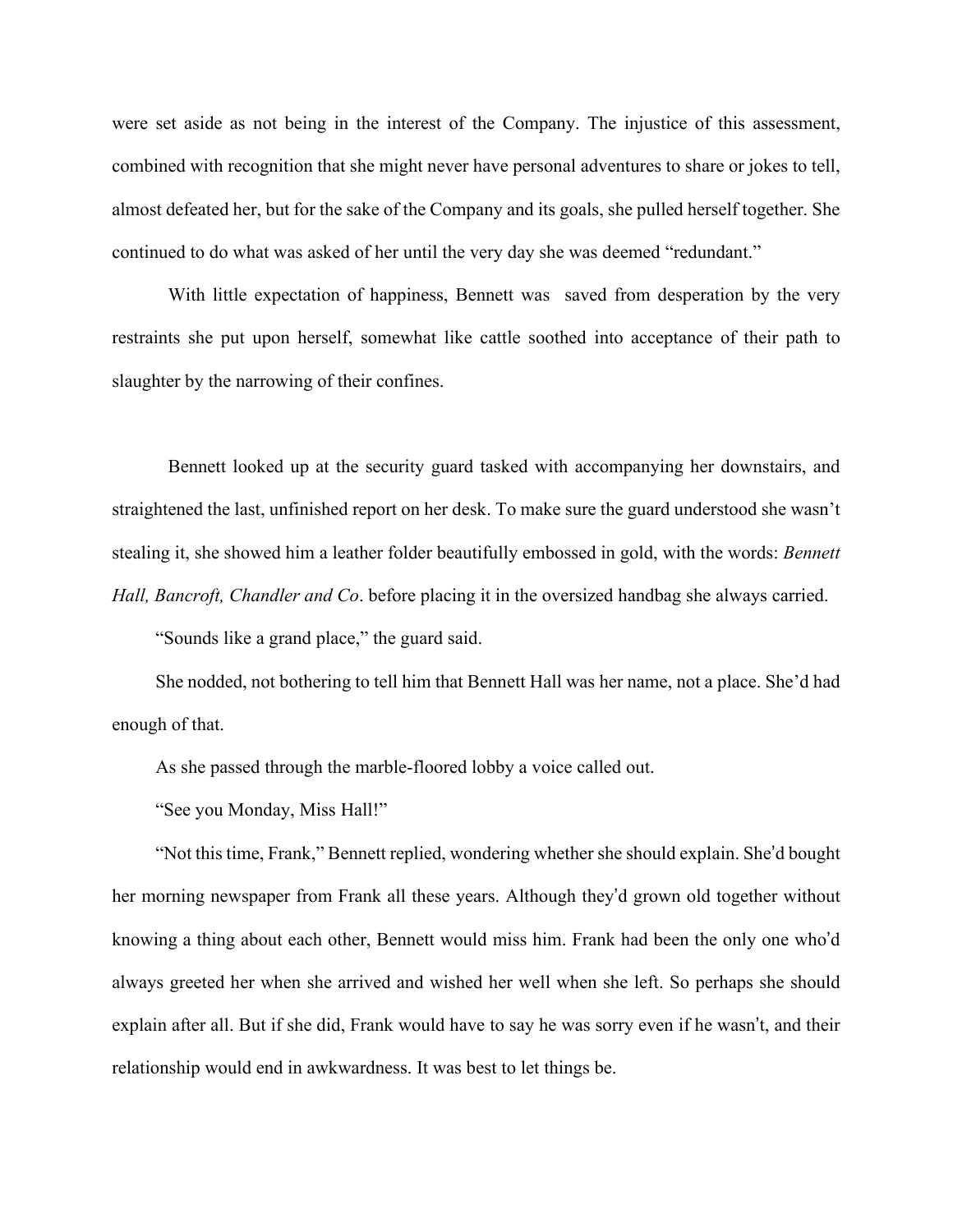were set aside as not being in the interest of the Company. The injustice of this assessment, combined with recognition that she might never have personal adventures to share or jokes to tell, almost defeated her, but for the sake of the Company and its goals, she pulled herself together. She continued to do what was asked of her until the very day she was deemed "redundant."

With little expectation of happiness, Bennett was saved from desperation by the very restraints she put upon herself, somewhat like cattle soothed into acceptance of their path to slaughter by the narrowing of their confines.

Bennett looked up at the security guard tasked with accompanying her downstairs, and straightened the last, unfinished report on her desk. To make sure the guard understood she wasn't stealing it, she showed him a leather folder beautifully embossed in gold, with the words: *Bennett Hall, Bancroft, Chandler and Co*. before placing it in the oversized handbag she always carried.

"Sounds like a grand place," the guard said.

She nodded, not bothering to tell him that Bennett Hall was her name, not a place. She'd had enough of that.

As she passed through the marble-floored lobby a voice called out.

"See you Monday, Miss Hall!"

"Not this time, Frank," Bennett replied, wondering whether she should explain. She'd bought her morning newspaper from Frank all these years. Although they'd grown old together without knowing a thing about each other, Bennett would miss him. Frank had been the only one who'd always greeted her when she arrived and wished her well when she left. So perhaps she should explain after all. But if she did, Frank would have to say he was sorry even if he wasn't, and their relationship would end in awkwardness. It was best to let things be.